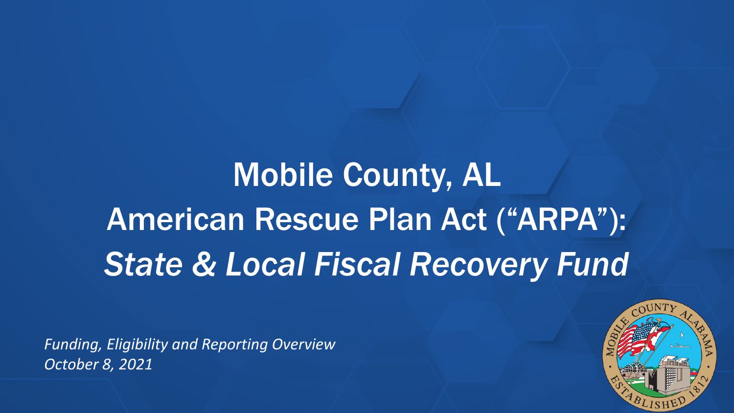# Mobile County, AL
# American Rescue Plan Act (“ARPA”): *State & Local Fiscal Recovery Fund*

*Funding, Eligibility and Reporting Overview*
*October 8, 2021*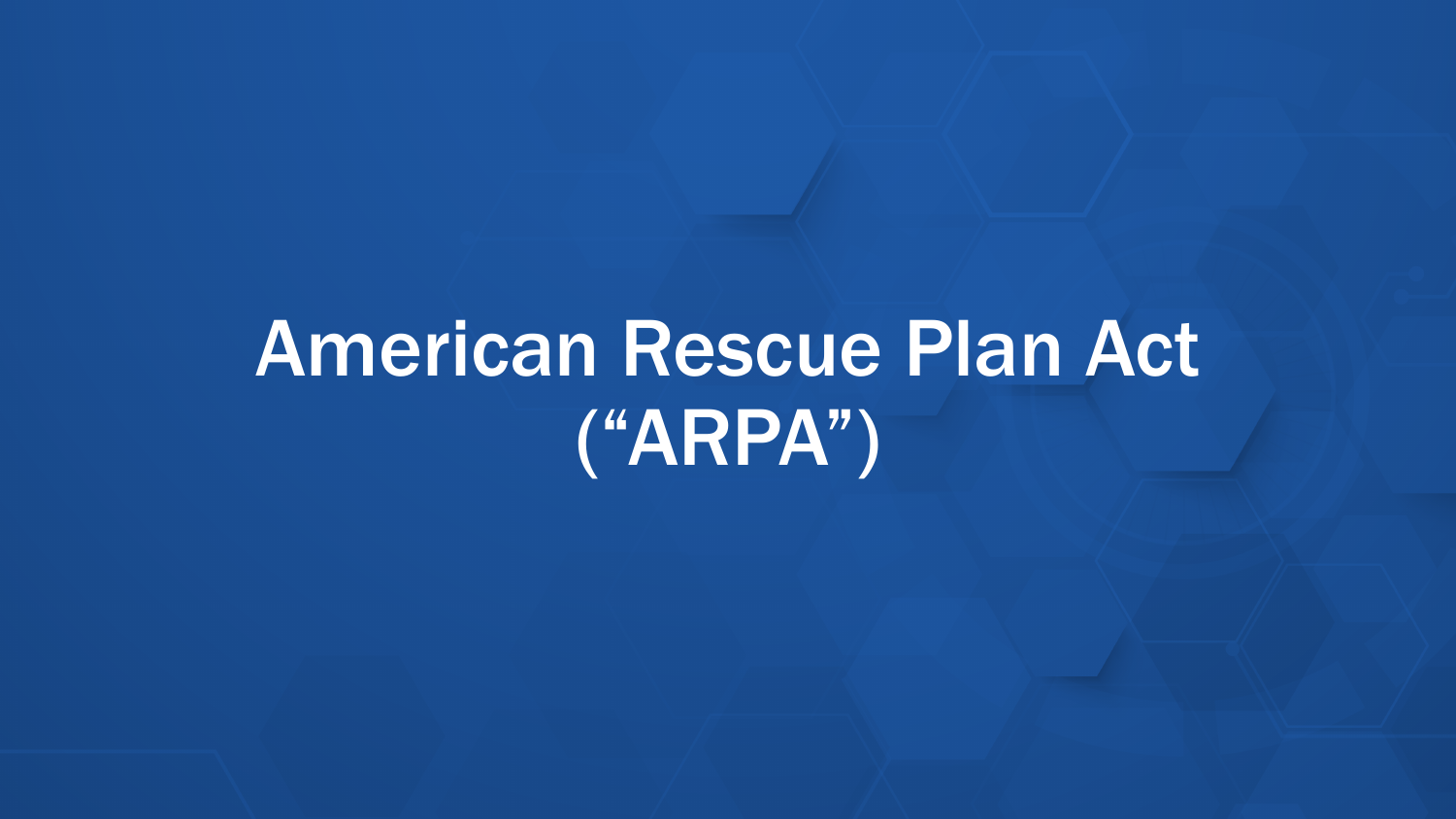# American Rescue Plan Act (“ARPA”)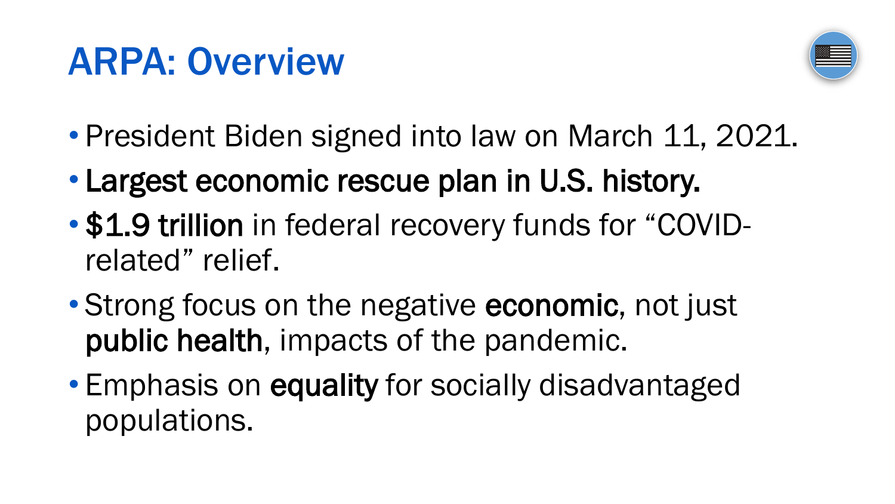# ARPA: Overview

- President Biden signed into law on March 11, 2021.
- **Largest economic rescue plan in U.S. history.**
- **$1.9 trillion** in federal recovery funds for "COVID-related" relief.
- Strong focus on the negative **economic**, not just **public health**, impacts of the pandemic.
- Emphasis on **equality** for socially disadvantaged populations.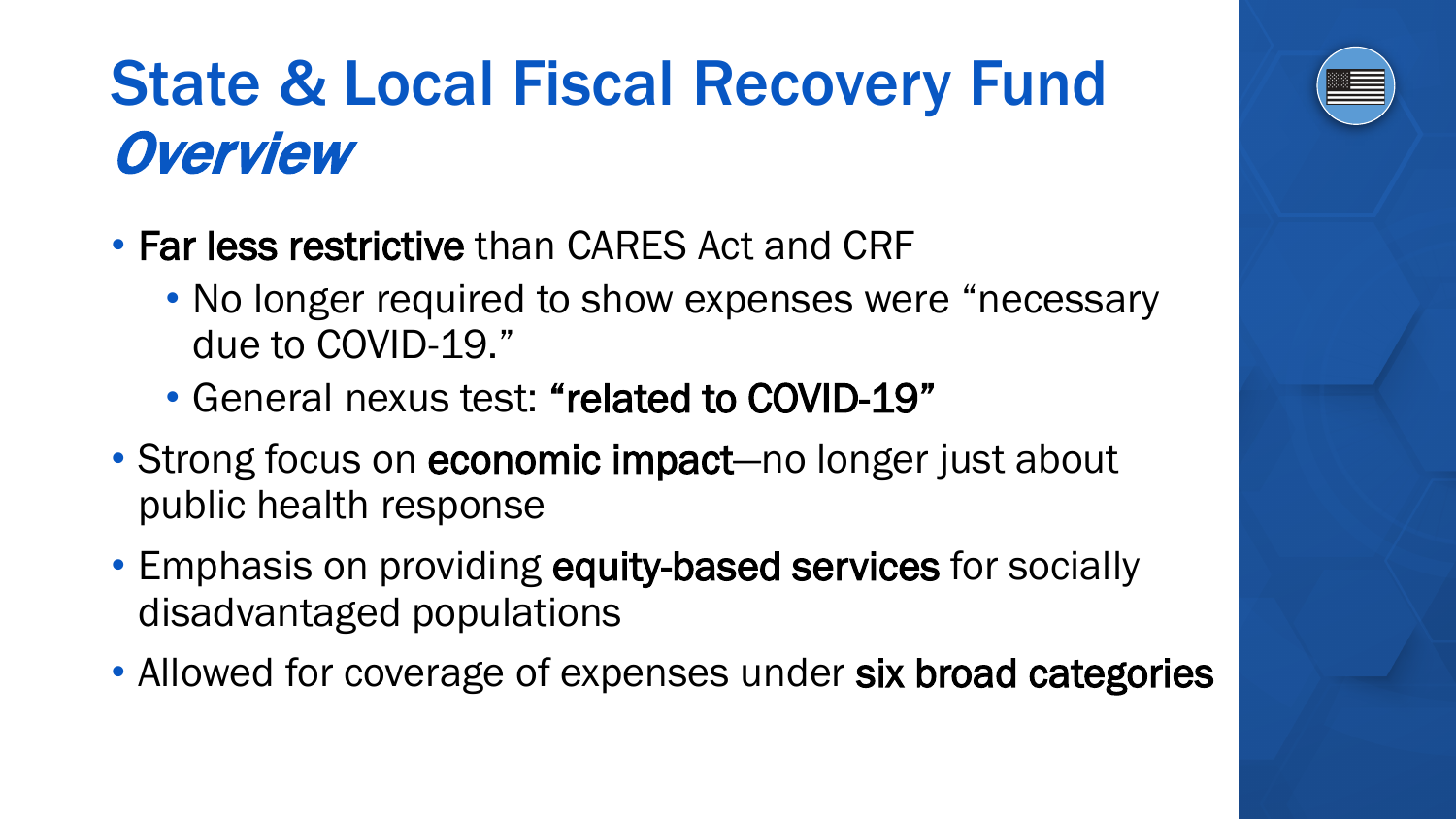# State & Local Fiscal Recovery Fund *Overview*

- **Far less restrictive** than CARES Act and CRF
  - No longer required to show expenses were "necessary due to COVID-19."
  - General nexus test: **"related to COVID-19"**
- Strong focus on **economic impact**—no longer just about public health response
- Emphasis on providing **equity-based services** for socially disadvantaged populations
- Allowed for coverage of expenses under **six broad categories**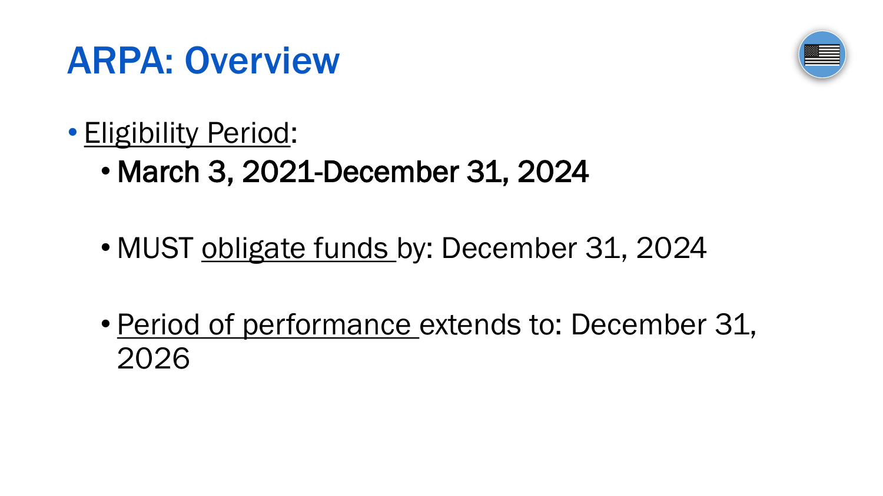# ARPA: Overview

- Eligibility Period:
  - **March 3, 2021-December 31, 2024**
  - MUST obligate funds by: December 31, 2024
  - Period of performance extends to: December 31, 2026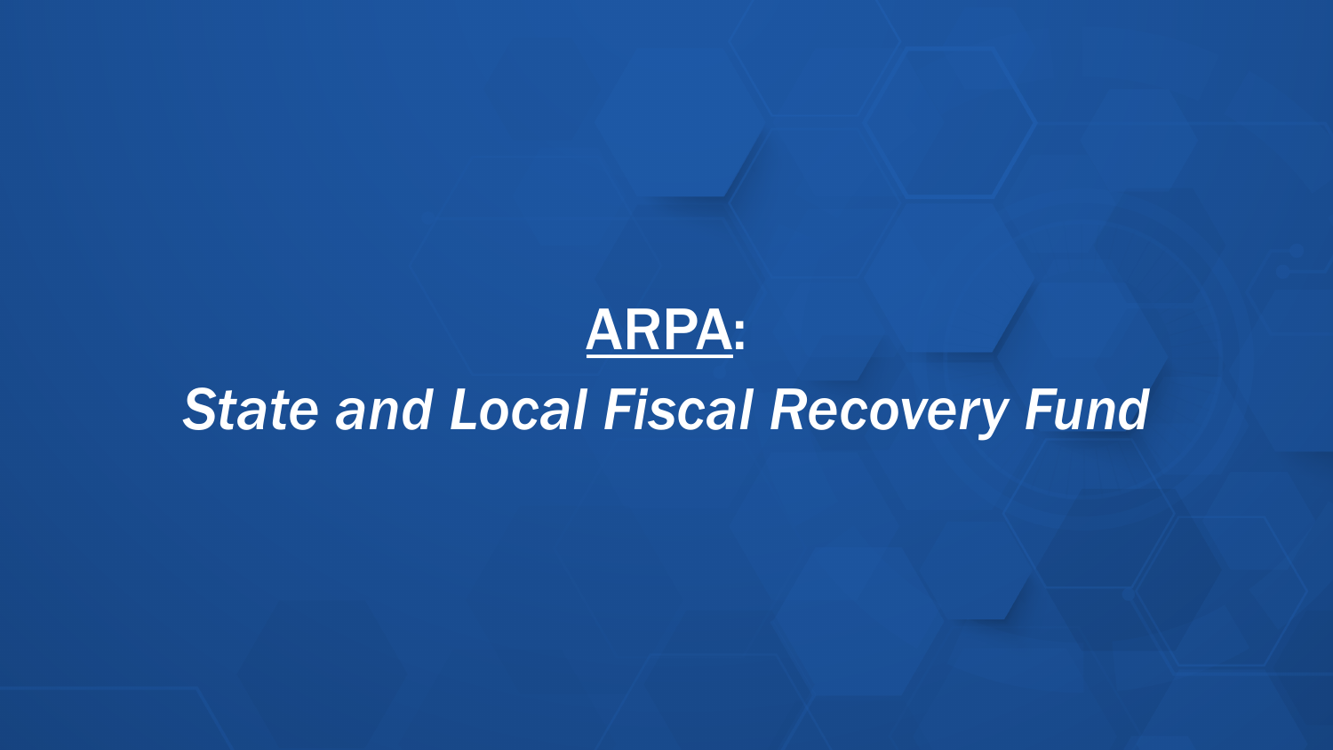# ARPA:

## *State and Local Fiscal Recovery Fund*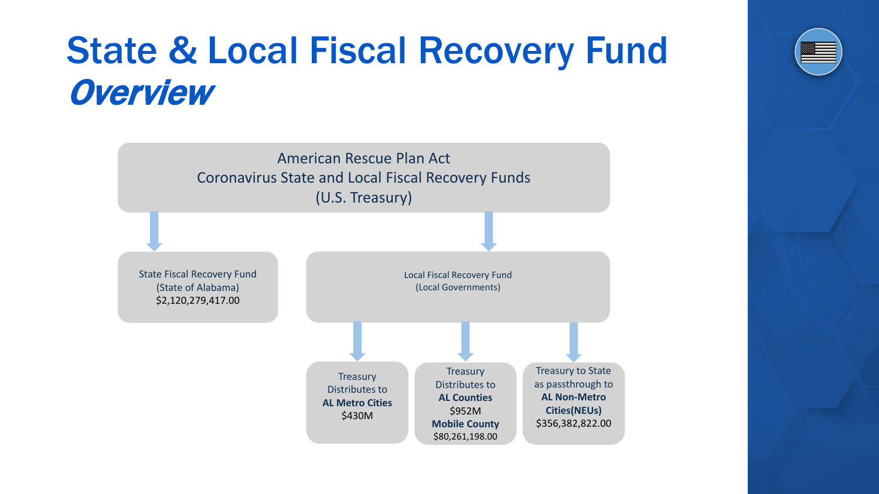# State & Local Fiscal Recovery Fund

## *Overview*

American Rescue Plan Act
Coronavirus State and Local Fiscal Recovery Funds
(U.S. Treasury)

State Fiscal Recovery Fund
(State of Alabama)
$2,120,279,417.00

Local Fiscal Recovery Fund
(Local Governments)

Treasury Distributes to **AL Metro Cities**
$430M

Treasury Distributes to **AL Counties**
$952M
**Mobile County**
$80,261,198.00

Treasury to State as passthrough to **AL Non-Metro Cities(NEUs)**
$356,382,822.00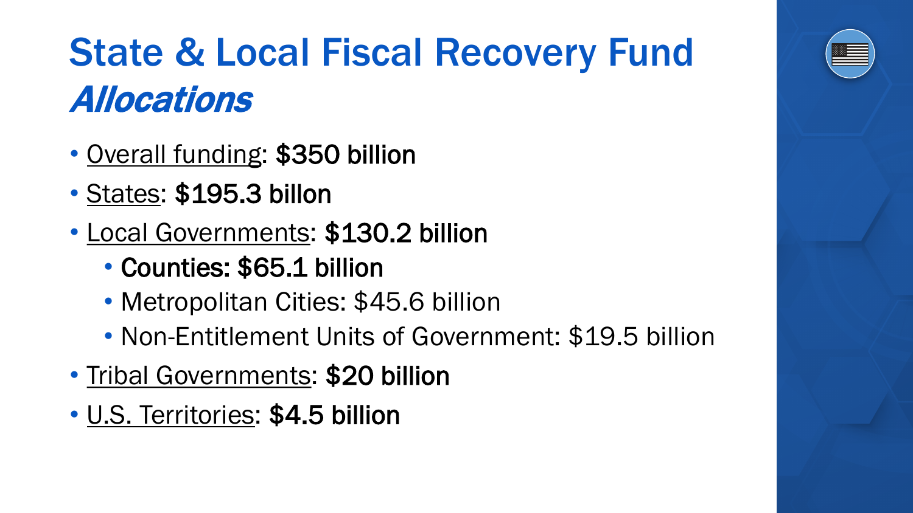# State & Local Fiscal Recovery Fund *Allocations*

- Overall funding: **$350 billion**
- States: **$195.3 billon**
- Local Governments: **$130.2 billion**
  - **Counties: $65.1 billion**
  - Metropolitan Cities: $45.6 billion
  - Non-Entitlement Units of Government: $19.5 billion
- Tribal Governments: **$20 billion**
- U.S. Territories: **$4.5 billion**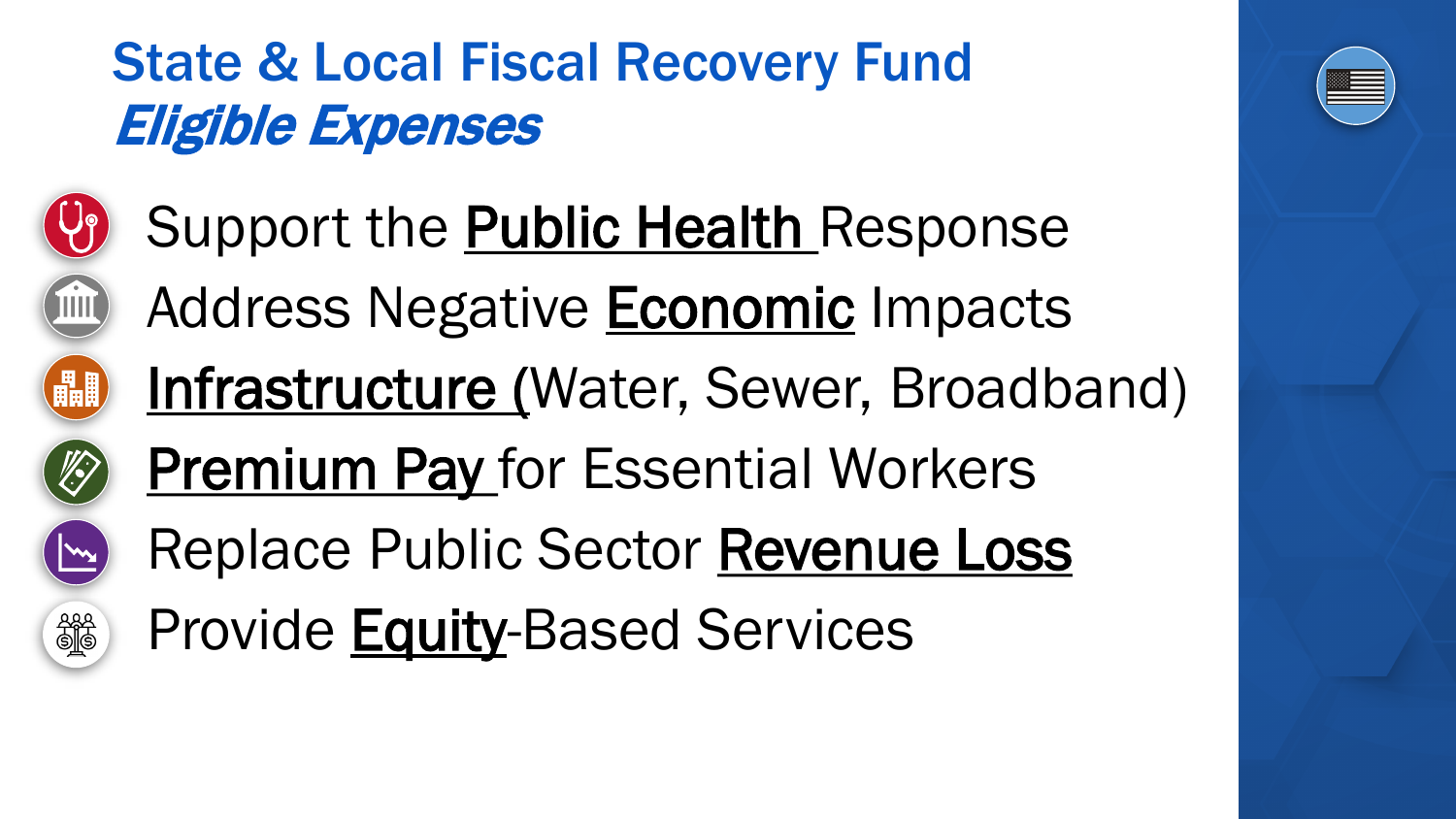# State & Local Fiscal Recovery Fund
## *Eligible Expenses*

- Support the **Public Health** Response
- Address Negative **Economic** Impacts
- **Infrastructure** (Water, Sewer, Broadband)
- **Premium Pay** for Essential Workers
- Replace Public Sector **Revenue Loss**
- Provide **Equity**-Based Services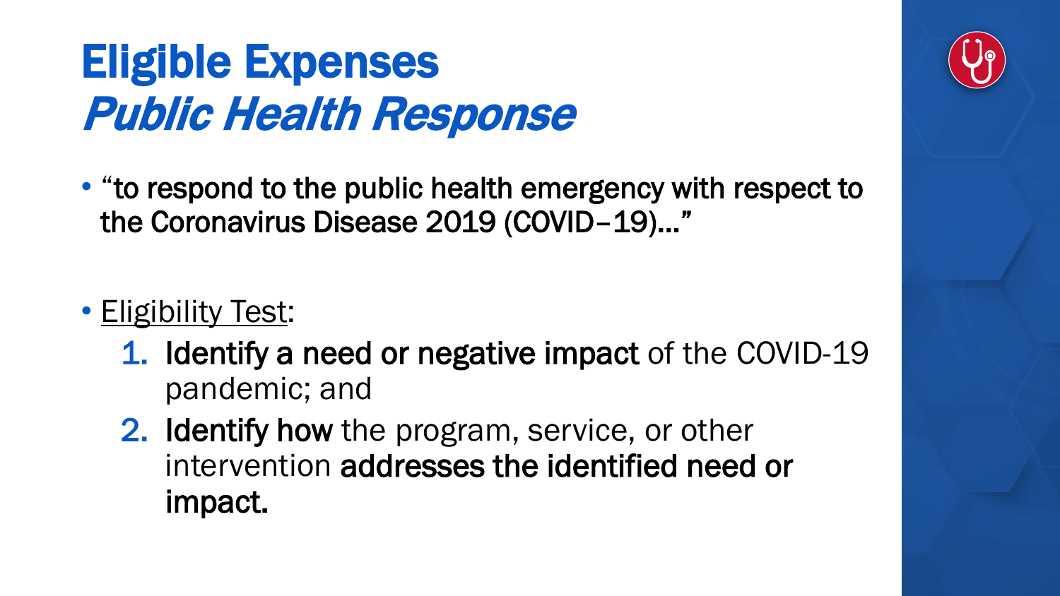# Eligible Expenses
## *Public Health Response*

- "to respond to the public health emergency with respect to the Coronavirus Disease 2019 (COVID–19)…"

- <u>Eligibility Test</u>:
  1. **Identify a need or negative impact** of the COVID-19 pandemic; and
  2. **Identify how** the program, service, or other intervention **addresses the identified need or impact.**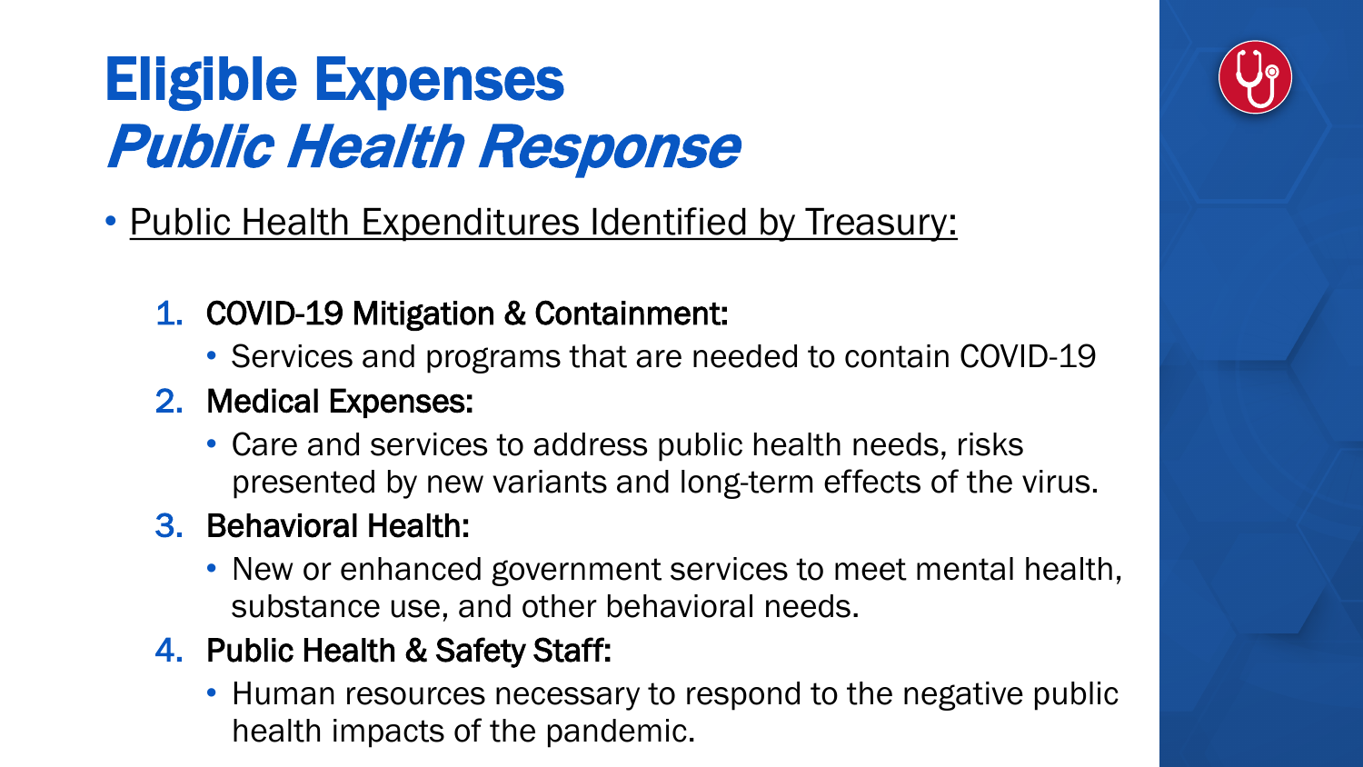# Eligible Expenses

## *Public Health Response*

- Public Health Expenditures Identified by Treasury:

1. **COVID-19 Mitigation & Containment:**
   - Services and programs that are needed to contain COVID-19
2. **Medical Expenses:**
   - Care and services to address public health needs, risks presented by new variants and long-term effects of the virus.
3. **Behavioral Health:**
   - New or enhanced government services to meet mental health, substance use, and other behavioral needs.
4. **Public Health & Safety Staff:**
   - Human resources necessary to respond to the negative public health impacts of the pandemic.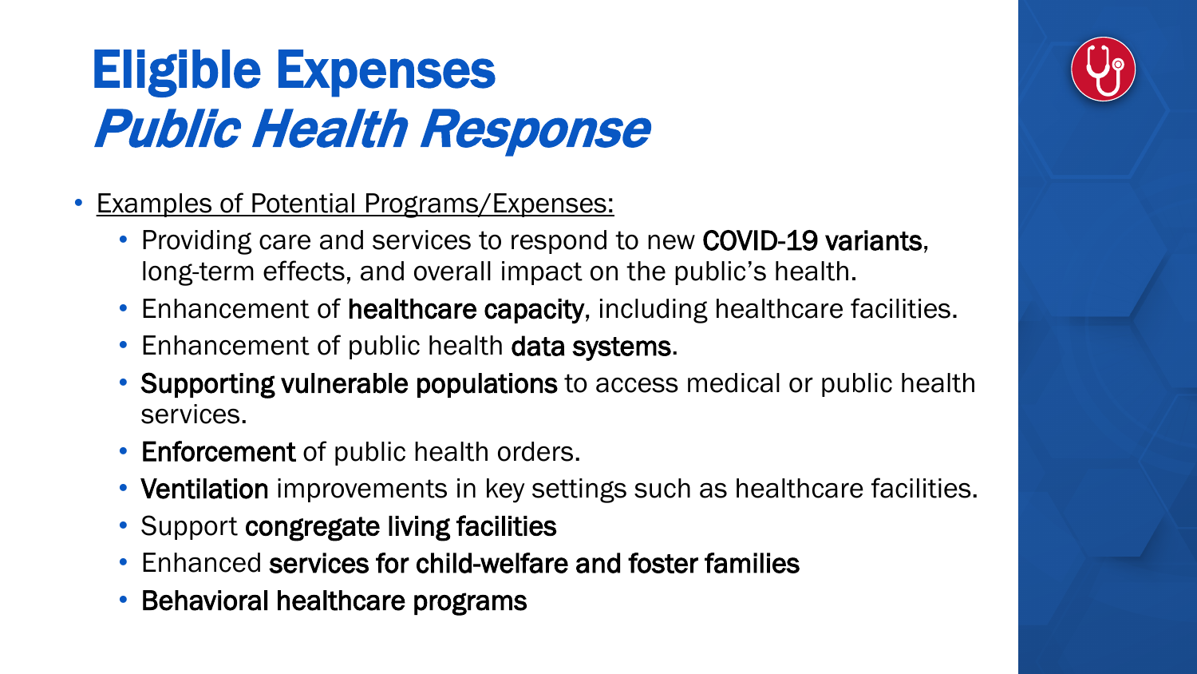# Eligible Expenses
## *Public Health Response*

- Examples of Potential Programs/Expenses:
  - Providing care and services to respond to new **COVID-19 variants**, long-term effects, and overall impact on the public's health.
  - Enhancement of **healthcare capacity**, including healthcare facilities.
  - Enhancement of public health **data systems**.
  - **Supporting vulnerable populations** to access medical or public health services.
  - **Enforcement** of public health orders.
  - **Ventilation** improvements in key settings such as healthcare facilities.
  - Support **congregate living facilities**
  - Enhanced **services for child-welfare and foster families**
  - **Behavioral healthcare programs**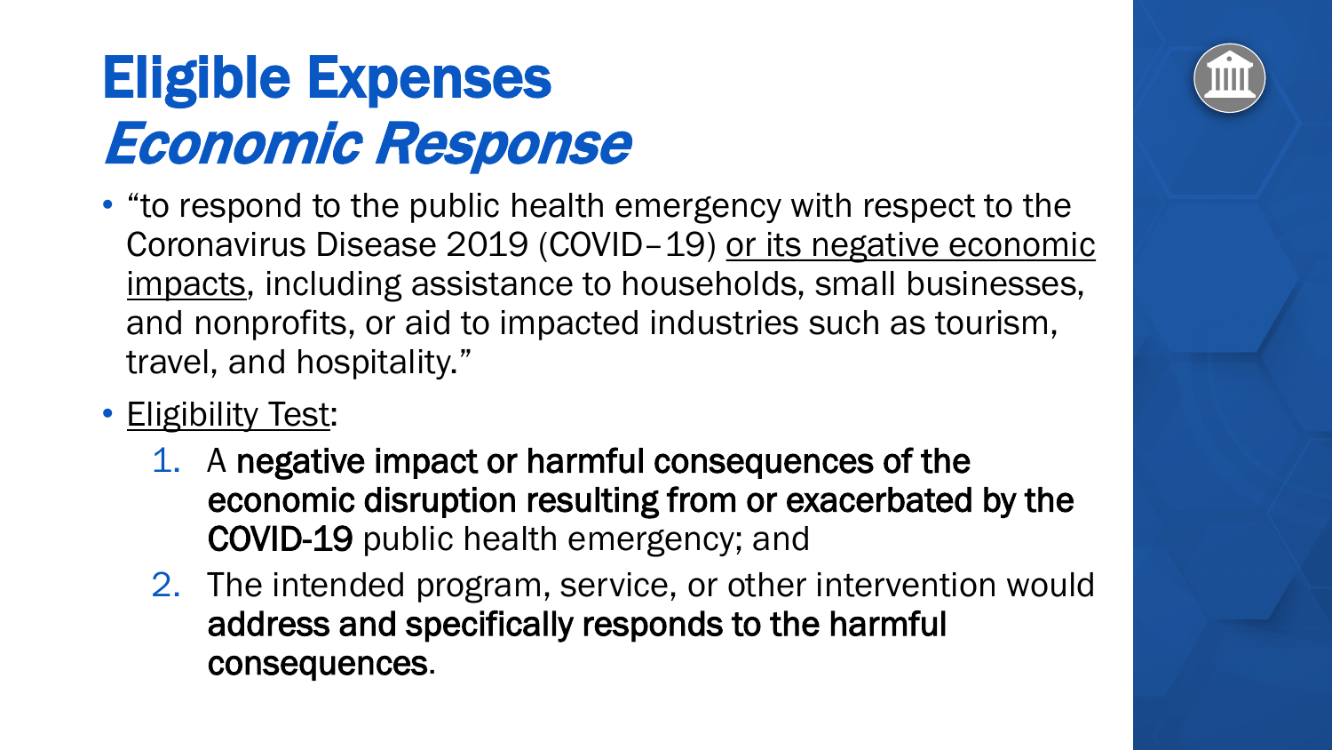# Eligible Expenses
## *Economic Response*

- "to respond to the public health emergency with respect to the Coronavirus Disease 2019 (COVID–19) <u>or its negative economic impacts</u>, including assistance to households, small businesses, and nonprofits, or aid to impacted industries such as tourism, travel, and hospitality."
- <u>Eligibility Test</u>:
  1. A **negative impact or harmful consequences of the economic disruption resulting from or exacerbated by the COVID-19** public health emergency; and
  2. The intended program, service, or other intervention would **address and specifically responds to the harmful consequences**.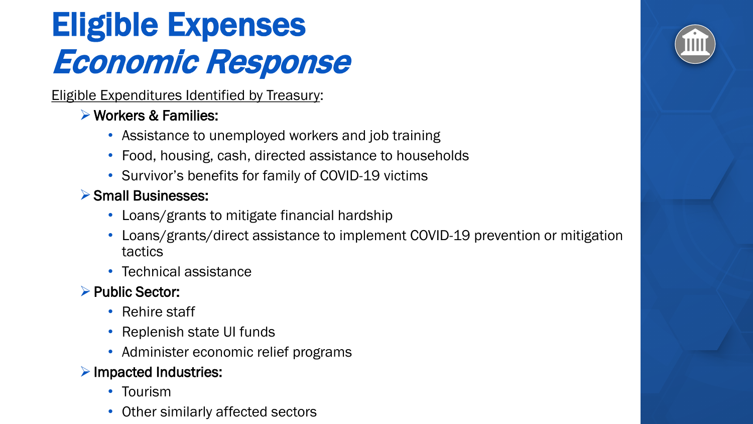# Eligible Expenses
## *Economic Response*

Eligible Expenditures Identified by Treasury:

- **Workers & Families:**
  - Assistance to unemployed workers and job training
  - Food, housing, cash, directed assistance to households
  - Survivor's benefits for family of COVID-19 victims
- **Small Businesses:**
  - Loans/grants to mitigate financial hardship
  - Loans/grants/direct assistance to implement COVID-19 prevention or mitigation tactics
  - Technical assistance
- **Public Sector:**
  - Rehire staff
  - Replenish state UI funds
  - Administer economic relief programs
- **Impacted Industries:**
  - Tourism
  - Other similarly affected sectors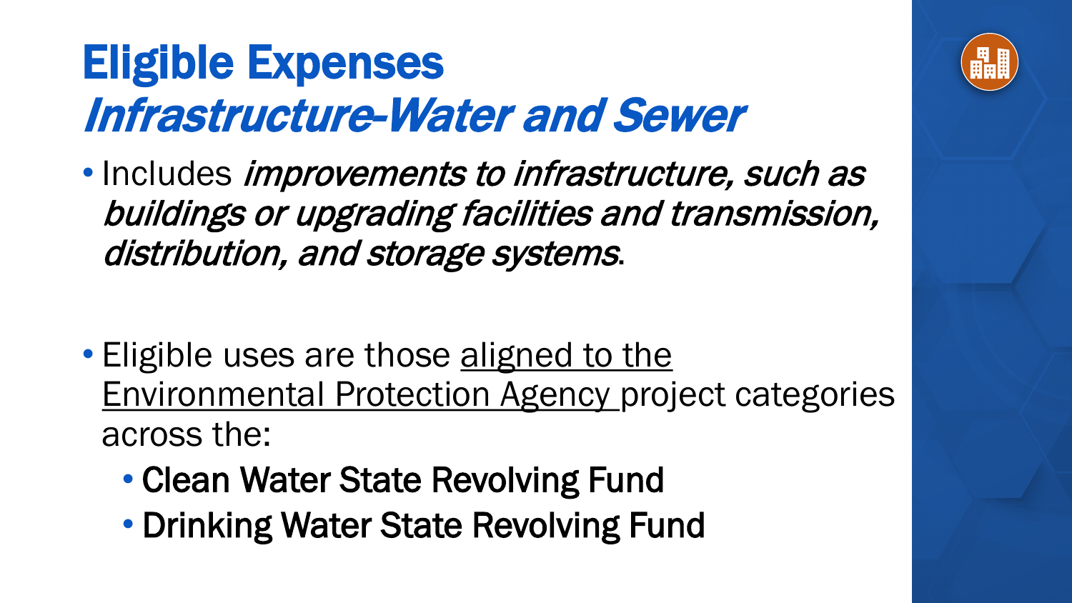# Eligible Expenses

## *Infrastructure-Water and Sewer*

- Includes *improvements to infrastructure, such as buildings or upgrading facilities and transmission, distribution, and storage systems*.

- Eligible uses are those aligned to the Environmental Protection Agency project categories across the:
  - **Clean Water State Revolving Fund**
  - **Drinking Water State Revolving Fund**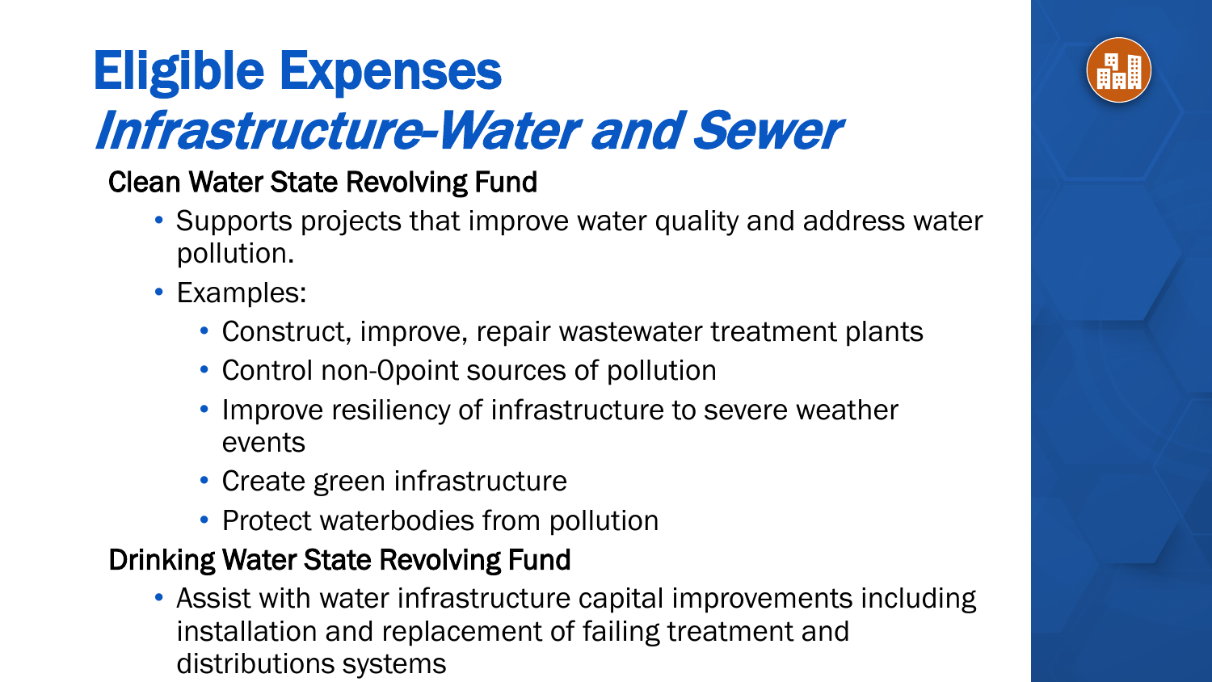# Eligible Expenses

## *Infrastructure-Water and Sewer*

### Clean Water State Revolving Fund

- Supports projects that improve water quality and address water pollution.
- Examples:
  - Construct, improve, repair wastewater treatment plants
  - Control non-0point sources of pollution
  - Improve resiliency of infrastructure to severe weather events
  - Create green infrastructure
  - Protect waterbodies from pollution

### Drinking Water State Revolving Fund

- Assist with water infrastructure capital improvements including installation and replacement of failing treatment and distributions systems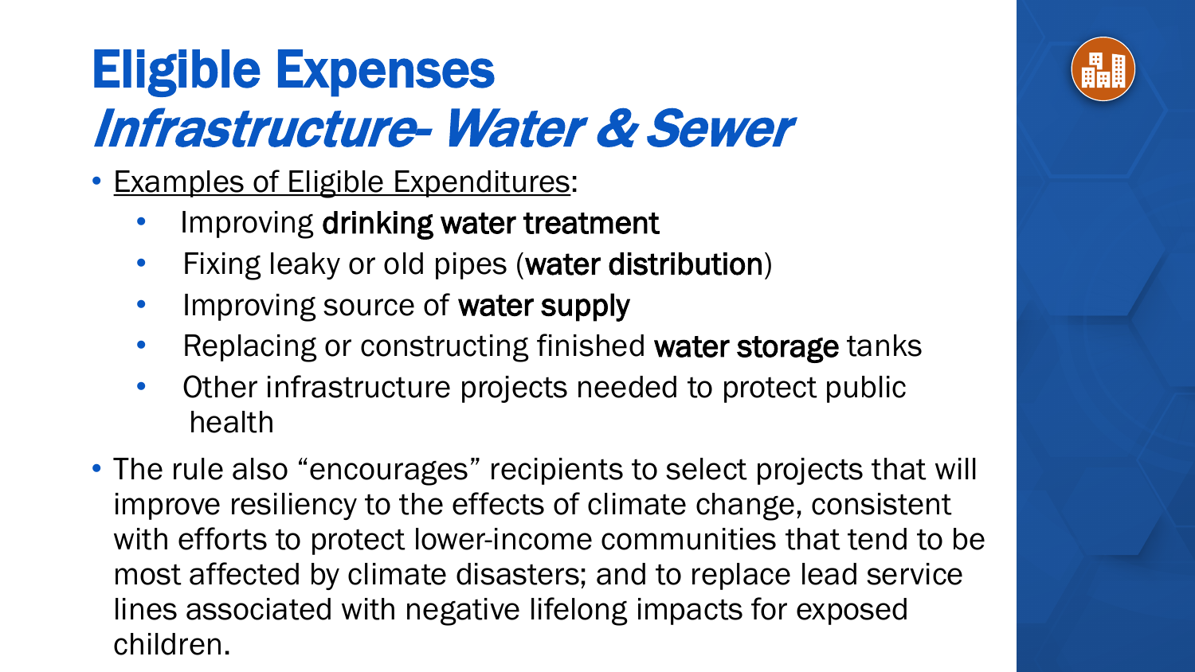# Eligible Expenses

## *Infrastructure- Water & Sewer*

- Examples of Eligible Expenditures:
  - Improving **drinking water treatment**
  - Fixing leaky or old pipes (**water distribution**)
  - Improving source of **water supply**
  - Replacing or constructing finished **water storage** tanks
  - Other infrastructure projects needed to protect public health
- The rule also "encourages" recipients to select projects that will improve resiliency to the effects of climate change, consistent with efforts to protect lower-income communities that tend to be most affected by climate disasters; and to replace lead service lines associated with negative lifelong impacts for exposed children.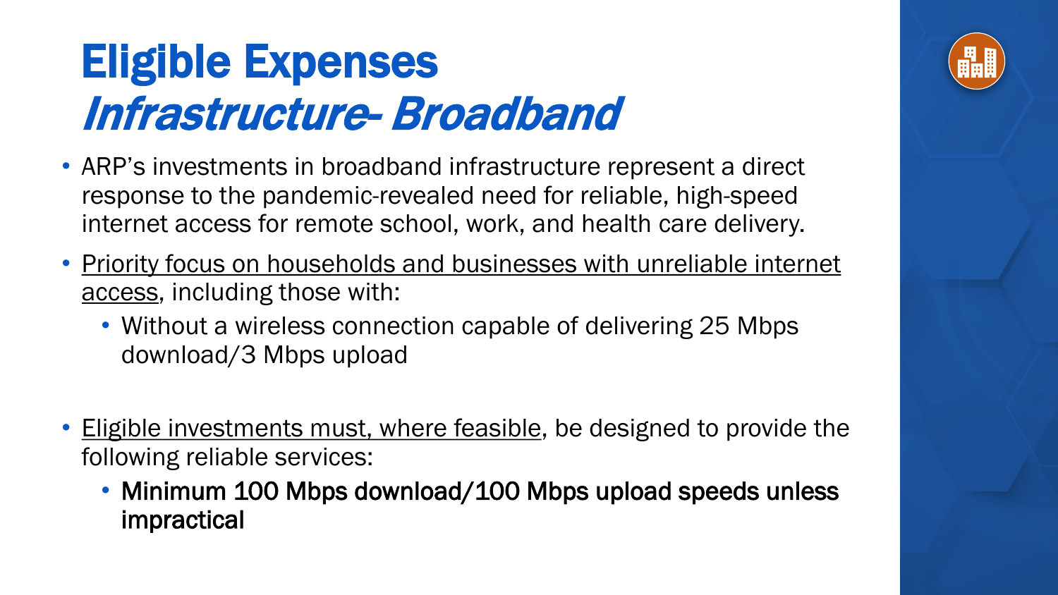# Eligible Expenses
## *Infrastructure- Broadband*

- ARP's investments in broadband infrastructure represent a direct response to the pandemic-revealed need for reliable, high-speed internet access for remote school, work, and health care delivery.
- Priority focus on households and businesses with unreliable internet access, including those with:
  - Without a wireless connection capable of delivering 25 Mbps download/3 Mbps upload
- Eligible investments must, where feasible, be designed to provide the following reliable services:
  - **Minimum 100 Mbps download/100 Mbps upload speeds unless impractical**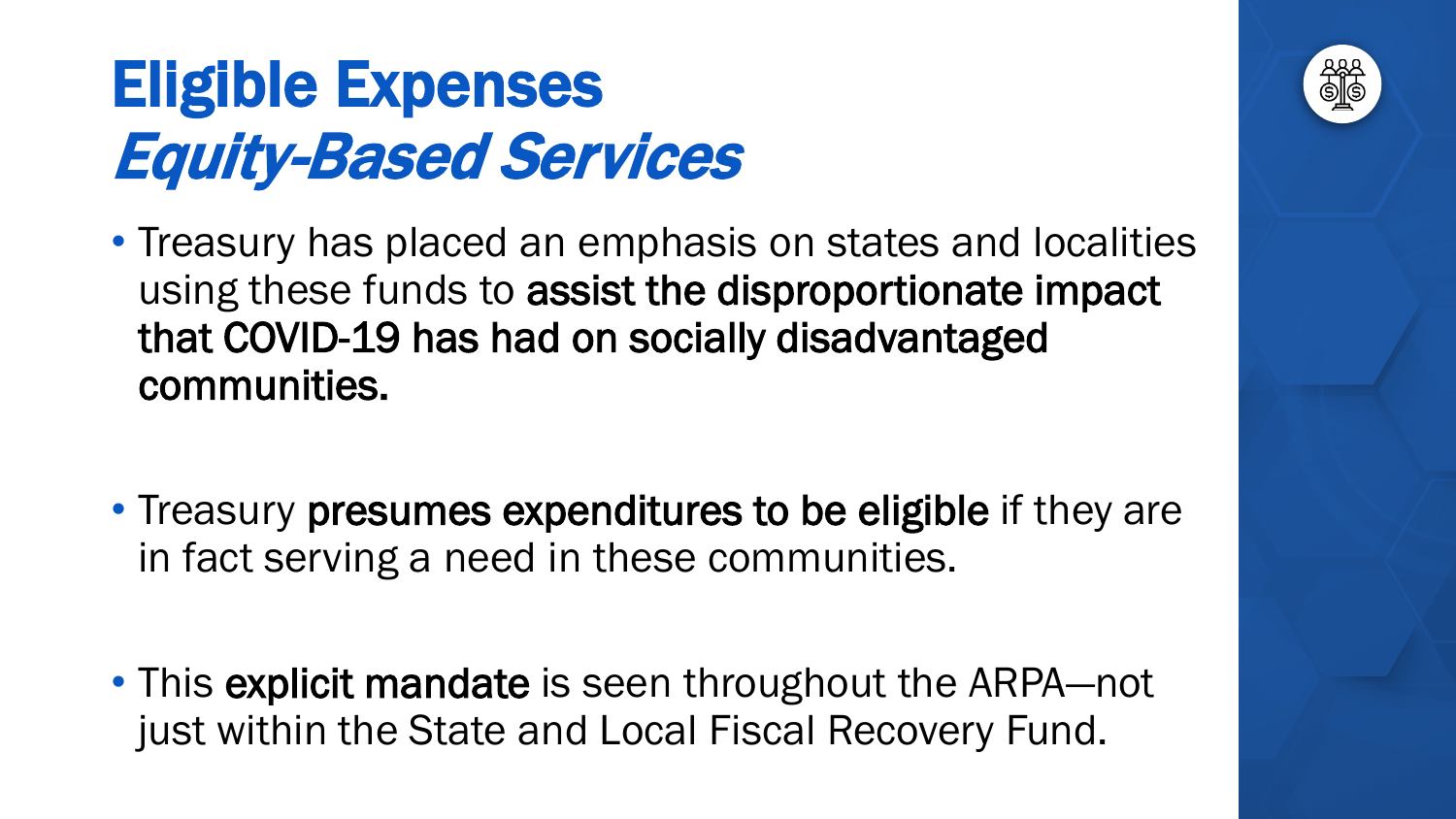# Eligible Expenses

## *Equity-Based Services*

- Treasury has placed an emphasis on states and localities using these funds to **assist the disproportionate impact that COVID-19 has had on socially disadvantaged communities.**
- Treasury **presumes expenditures to be eligible** if they are in fact serving a need in these communities.
- This **explicit mandate** is seen throughout the ARPA—not just within the State and Local Fiscal Recovery Fund.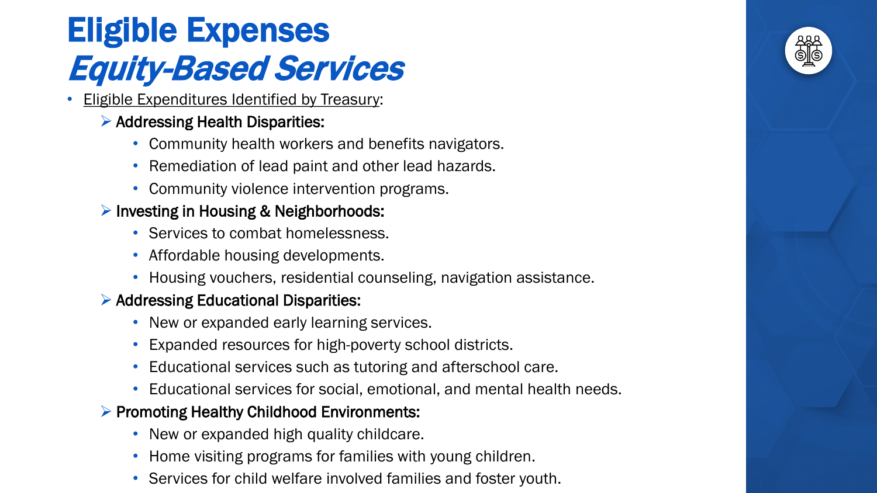# Eligible Expenses
## *Equity-Based Services*

- Eligible Expenditures Identified by Treasury:
  - **Addressing Health Disparities:**
    - Community health workers and benefits navigators.
    - Remediation of lead paint and other lead hazards.
    - Community violence intervention programs.
  - **Investing in Housing & Neighborhoods:**
    - Services to combat homelessness.
    - Affordable housing developments.
    - Housing vouchers, residential counseling, navigation assistance.
  - **Addressing Educational Disparities:**
    - New or expanded early learning services.
    - Expanded resources for high-poverty school districts.
    - Educational services such as tutoring and afterschool care.
    - Educational services for social, emotional, and mental health needs.
  - **Promoting Healthy Childhood Environments:**
    - New or expanded high quality childcare.
    - Home visiting programs for families with young children.
    - Services for child welfare involved families and foster youth.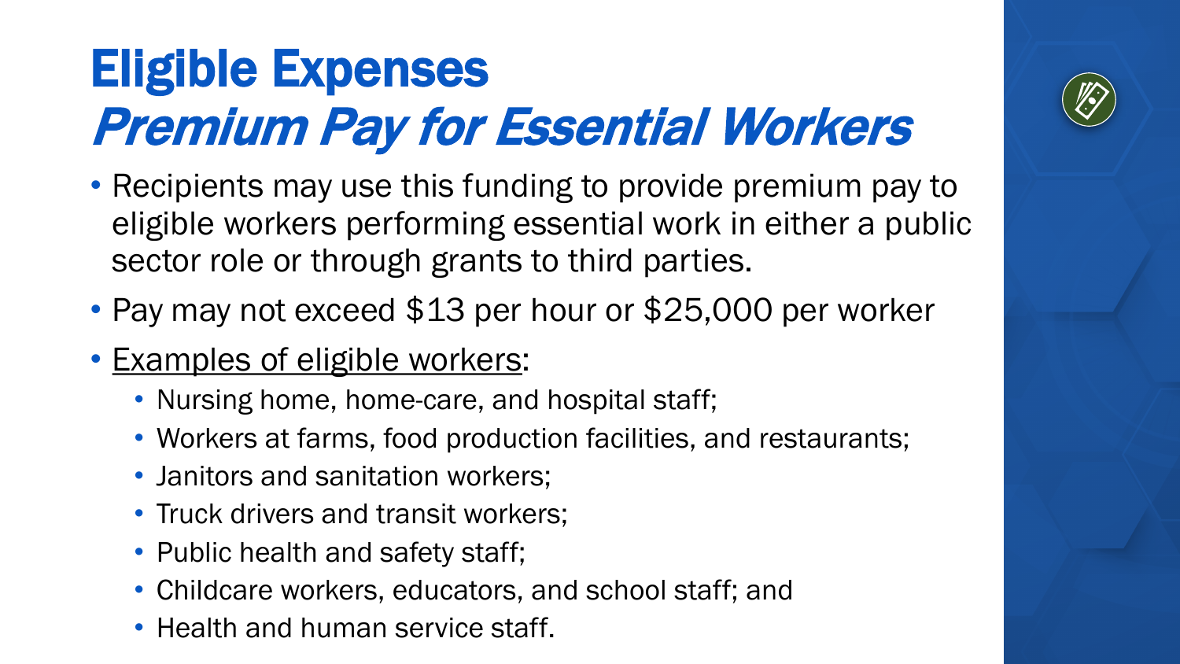# Eligible Expenses
## *Premium Pay for Essential Workers*

- Recipients may use this funding to provide premium pay to eligible workers performing essential work in either a public sector role or through grants to third parties.
- Pay may not exceed $13 per hour or $25,000 per worker
- Examples of eligible workers:
  - Nursing home, home-care, and hospital staff;
  - Workers at farms, food production facilities, and restaurants;
  - Janitors and sanitation workers;
  - Truck drivers and transit workers;
  - Public health and safety staff;
  - Childcare workers, educators, and school staff; and
  - Health and human service staff.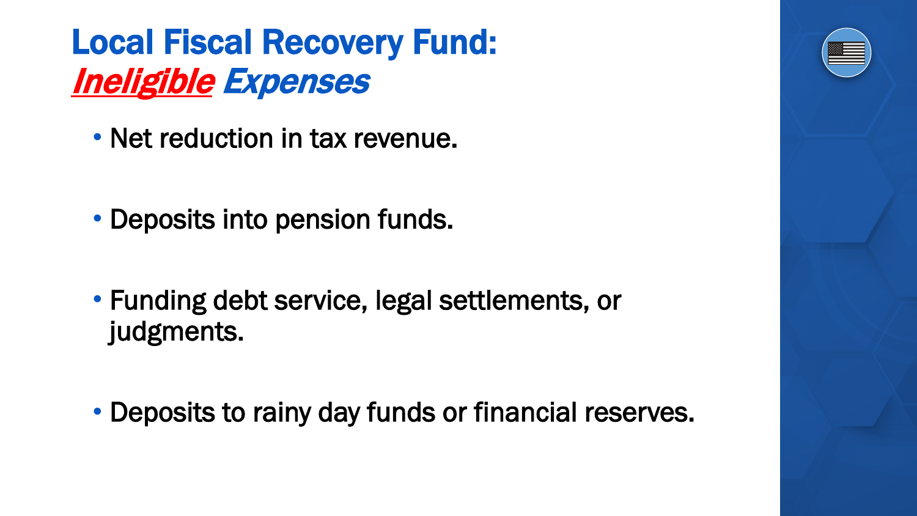# Local Fiscal Recovery Fund: *Ineligible* *Expenses*

- Net reduction in tax revenue.
- Deposits into pension funds.
- Funding debt service, legal settlements, or judgments.
- Deposits to rainy day funds or financial reserves.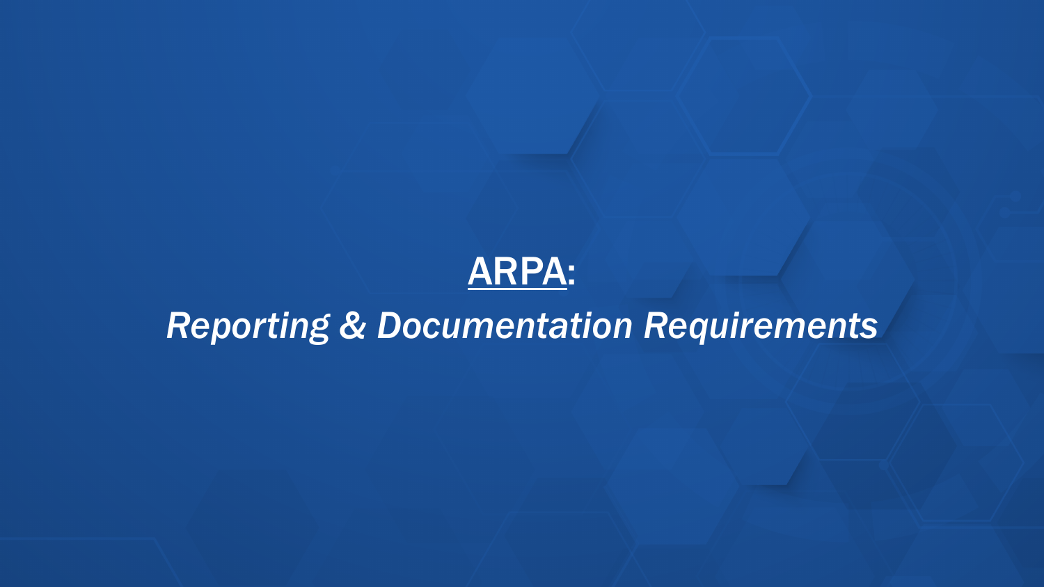# ARPA:

## *Reporting & Documentation Requirements*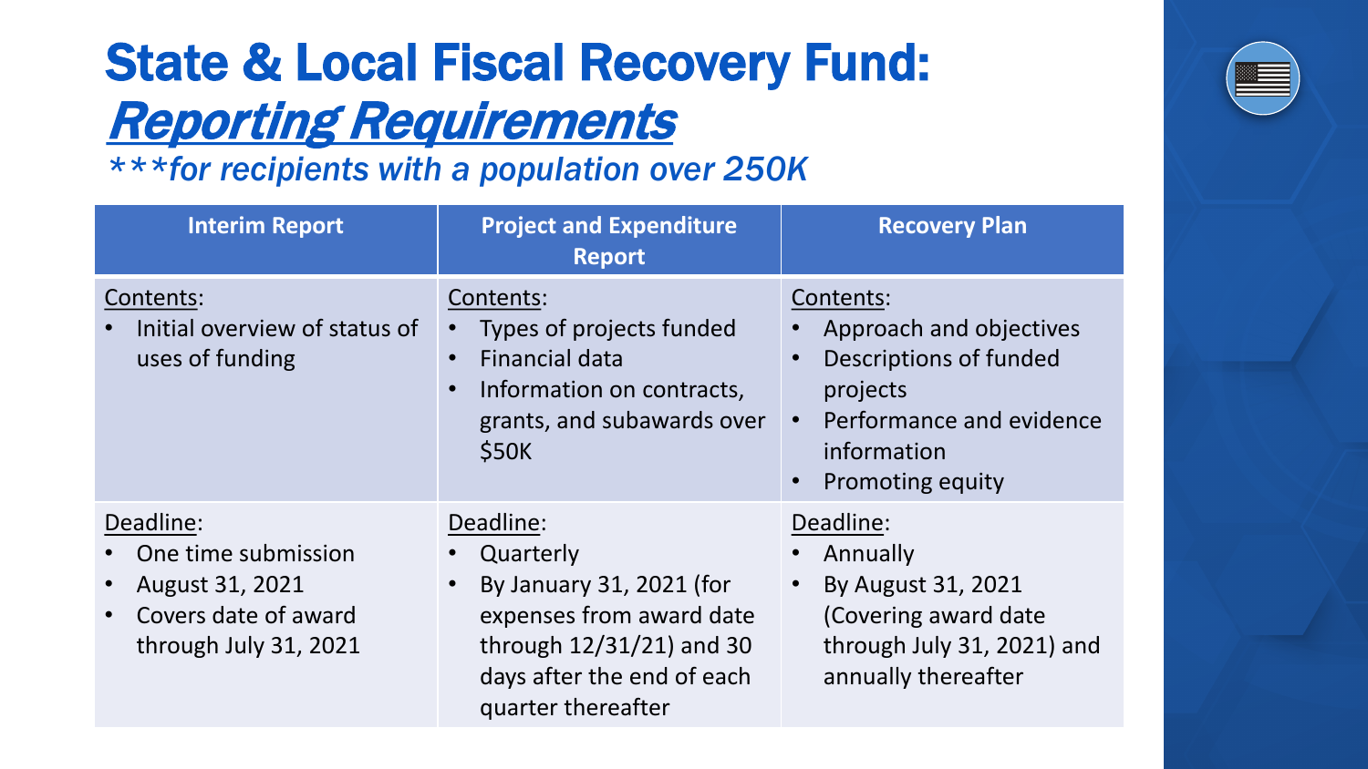# State & Local Fiscal Recovery Fund: *Reporting Requirements*

****for recipients with a population over 250K*

| Interim Report | Project and Expenditure Report | Recovery Plan |
|---|---|---|
| Contents:<br>• Initial overview of status of uses of funding | Contents:<br>• Types of projects funded<br>• Financial data<br>• Information on contracts, grants, and subawards over $50K | Contents:<br>• Approach and objectives<br>• Descriptions of funded projects<br>• Performance and evidence information<br>• Promoting equity |
| Deadline:<br>• One time submission<br>• August 31, 2021<br>• Covers date of award through July 31, 2021 | Deadline:<br>• Quarterly<br>• By January 31, 2021 (for expenses from award date through 12/31/21) and 30 days after the end of each quarter thereafter | Deadline:<br>• Annually<br>• By August 31, 2021 (Covering award date through July 31, 2021) and annually thereafter |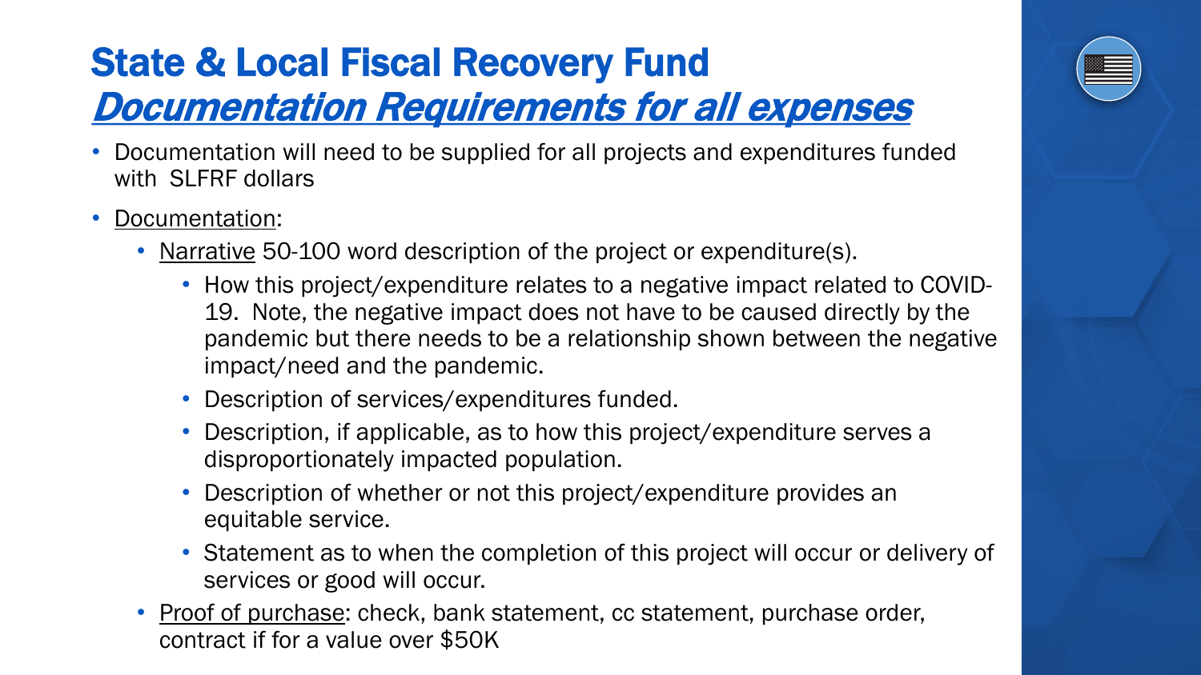# State & Local Fiscal Recovery Fund

## *Documentation Requirements for all expenses*

- Documentation will need to be supplied for all projects and expenditures funded with SLFRF dollars
- Documentation:
  - Narrative 50-100 word description of the project or expenditure(s).
    - How this project/expenditure relates to a negative impact related to COVID-19. Note, the negative impact does not have to be caused directly by the pandemic but there needs to be a relationship shown between the negative impact/need and the pandemic.
    - Description of services/expenditures funded.
    - Description, if applicable, as to how this project/expenditure serves a disproportionately impacted population.
    - Description of whether or not this project/expenditure provides an equitable service.
    - Statement as to when the completion of this project will occur or delivery of services or good will occur.
  - Proof of purchase: check, bank statement, cc statement, purchase order, contract if for a value over $50K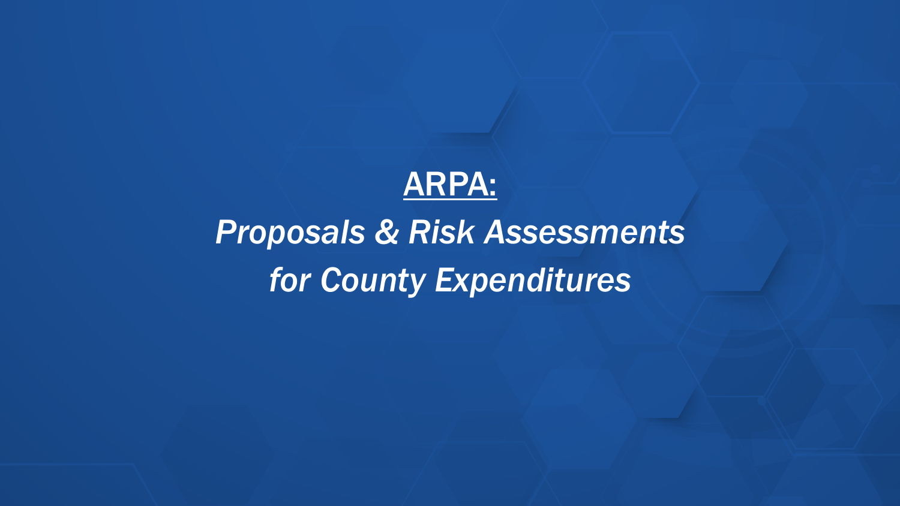# ARPA:

## *Proposals & Risk Assessments for County Expenditures*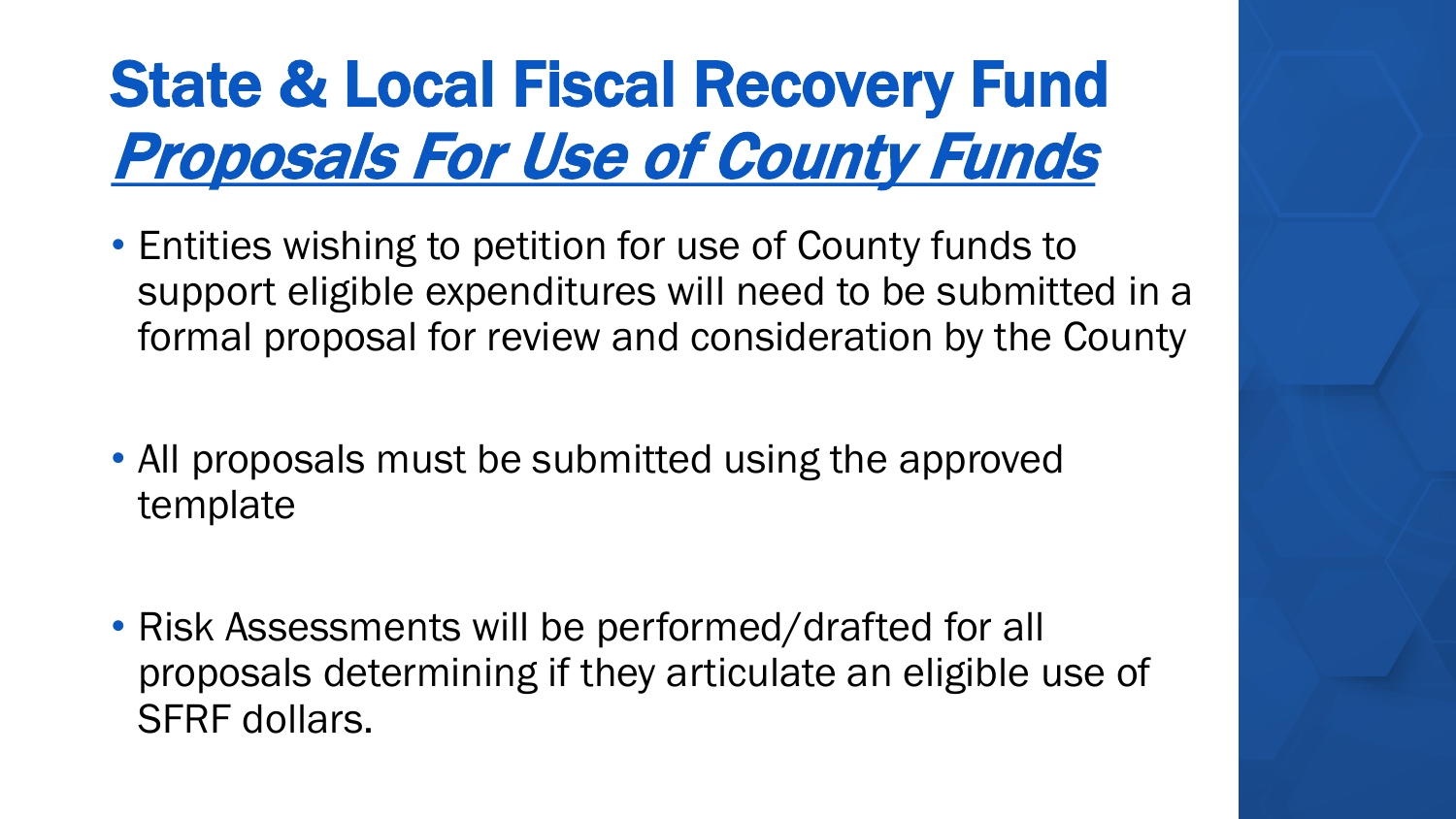# State & Local Fiscal Recovery Fund

## *Proposals For Use of County Funds*

- Entities wishing to petition for use of County funds to support eligible expenditures will need to be submitted in a formal proposal for review and consideration by the County
- All proposals must be submitted using the approved template
- Risk Assessments will be performed/drafted for all proposals determining if they articulate an eligible use of SFRF dollars.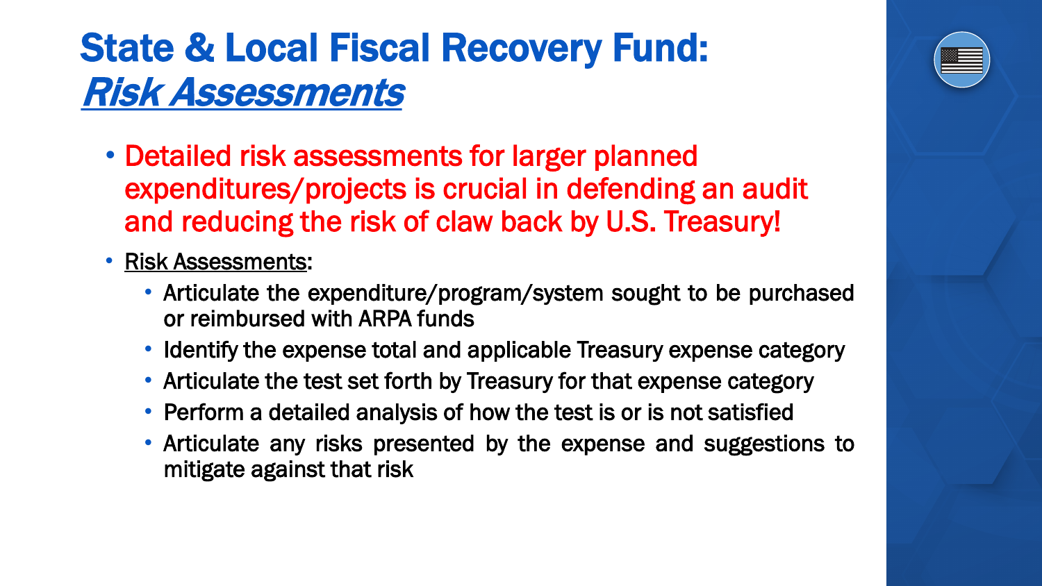# State & Local Fiscal Recovery Fund: *Risk Assessments*

- Detailed risk assessments for larger planned expenditures/projects is crucial in defending an audit and reducing the risk of claw back by U.S. Treasury!
- Risk Assessments:
  - Articulate the expenditure/program/system sought to be purchased or reimbursed with ARPA funds
  - Identify the expense total and applicable Treasury expense category
  - Articulate the test set forth by Treasury for that expense category
  - Perform a detailed analysis of how the test is or is not satisfied
  - Articulate any risks presented by the expense and suggestions to mitigate against that risk